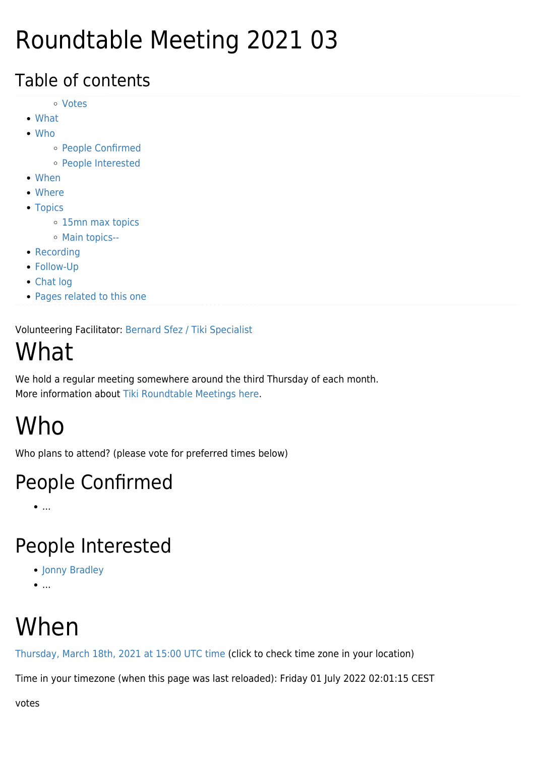# Roundtable Meeting 2021 03

## Table of contents

- Votes
- What
- Who
  - People Confirmed
  - People Interested
- When
- Where
- Topics
  - 15mn max topics
  - Main topics--
- Recording
- Follow-Up
- Chat log
- Pages related to this one

Volunteering Facilitator: Bernard Sfez / Tiki Specialist

# What

We hold a regular meeting somewhere around the third Thursday of each month.
More information about Tiki Roundtable Meetings here.

# Who

Who plans to attend? (please vote for preferred times below)

## People Confirmed

- ...

## People Interested

- Jonny Bradley
- ...

# When

Thursday, March 18th, 2021 at 15:00 UTC time (click to check time zone in your location)

Time in your timezone (when this page was last reloaded): Friday 01 July 2022 02:01:15 CEST

votes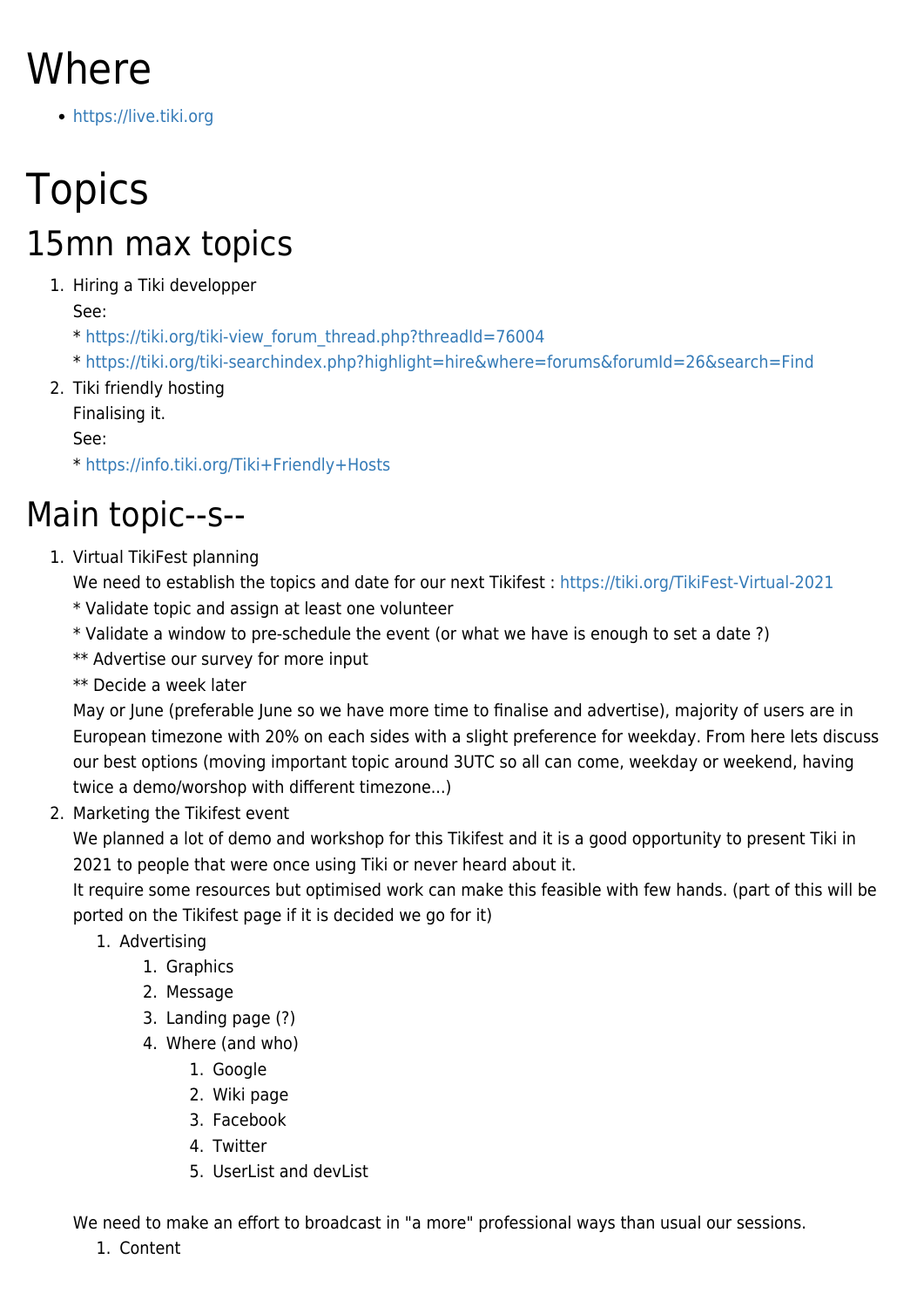# Where

- https://live.tiki.org

# Topics

## 15mn max topics

1. Hiring a Tiki developper
   See:
   * https://tiki.org/tiki-view_forum_thread.php?threadId=76004
   * https://tiki.org/tiki-searchindex.php?highlight=hire&where=forums&forumId=26&search=Find
2. Tiki friendly hosting
   Finalising it.
   See:
   * https://info.tiki.org/Tiki+Friendly+Hosts

## Main topic--s--

1. Virtual TikiFest planning
   We need to establish the topics and date for our next Tikifest : https://tiki.org/TikiFest-Virtual-2021
   * Validate topic and assign at least one volunteer
   * Validate a window to pre-schedule the event (or what we have is enough to set a date ?)
   ** Advertise our survey for more input
   ** Decide a week later
   May or June (preferable June so we have more time to finalise and advertise), majority of users are in European timezone with 20% on each sides with a slight preference for weekday. From here lets discuss our best options (moving important topic around 3UTC so all can come, weekday or weekend, having twice a demo/worshop with different timezone...)
2. Marketing the Tikifest event
   We planned a lot of demo and workshop for this Tikifest and it is a good opportunity to present Tiki in 2021 to people that were once using Tiki or never heard about it.
   It require some resources but optimised work can make this feasible with few hands. (part of this will be ported on the Tikifest page if it is decided we go for it)
   1. Advertising
      1. Graphics
      2. Message
      3. Landing page (?)
      4. Where (and who)
         1. Google
         2. Wiki page
         3. Facebook
         4. Twitter
         5. UserList and devList

   We need to make an effort to broadcast in "a more" professional ways than usual our sessions.
   1. Content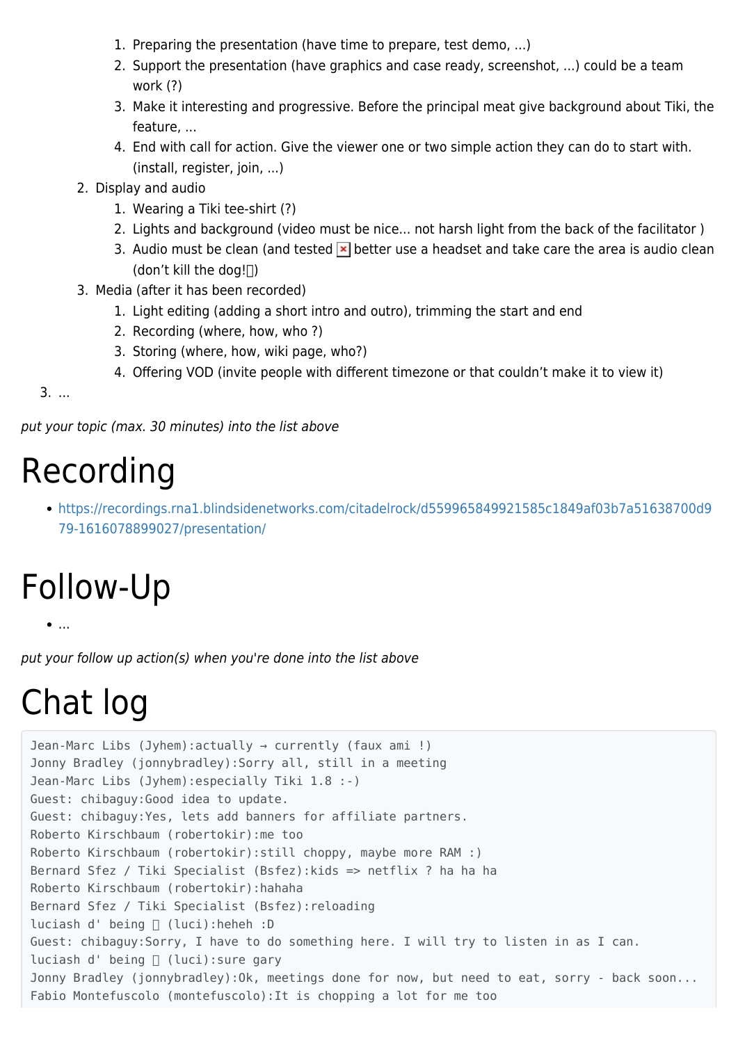1. Preparing the presentation (have time to prepare, test demo, …)
   2. Support the presentation (have graphics and case ready, screenshot, …) could be a team work (?)
   3. Make it interesting and progressive. Before the principal meat give background about Tiki, the feature, …
   4. End with call for action. Give the viewer one or two simple action they can do to start with. (install, register, join, …)
2. Display and audio
   1. Wearing a Tiki tee-shirt (?)
   2. Lights and background (video must be nice… not harsh light from the back of the facilitator )
   3. Audio must be clean (and tested ❎ better use a headset and take care the area is audio clean (don't kill the dog!▯)
3. Media (after it has been recorded)
   1. Light editing (adding a short intro and outro), trimming the start and end
   2. Recording (where, how, who ?)
   3. Storing (where, how, wiki page, who?)
   4. Offering VOD (invite people with different timezone or that couldn't make it to view it)

3. …

*put your topic (max. 30 minutes) into the list above*

# Recording

- https://recordings.rna1.blindsidenetworks.com/citadelrock/d559965849921585c1849af03b7a51638700d979-1616078899027/presentation/

# Follow-Up

- …

*put your follow up action(s) when you're done into the list above*

# Chat log

```
Jean-Marc Libs (Jyhem):actually → currently (faux ami !)
Jonny Bradley (jonnybradley):Sorry all, still in a meeting
Jean-Marc Libs (Jyhem):especially Tiki 1.8 :-)
Guest: chibaguy:Good idea to update.
Guest: chibaguy:Yes, lets add banners for affiliate partners.
Roberto Kirschbaum (robertokir):me too
Roberto Kirschbaum (robertokir):still choppy, maybe more RAM :)
Bernard Sfez / Tiki Specialist (Bsfez):kids => netflix ? ha ha ha
Roberto Kirschbaum (robertokir):hahaha
Bernard Sfez / Tiki Specialist (Bsfez):reloading
luciash d' being ▯ (luci):heheh :D
Guest: chibaguy:Sorry, I have to do something here. I will try to listen in as I can.
luciash d' being ▯ (luci):sure gary
Jonny Bradley (jonnybradley):Ok, meetings done for now, but need to eat, sorry - back soon...
Fabio Montefuscolo (montefuscolo):It is chopping a lot for me too
```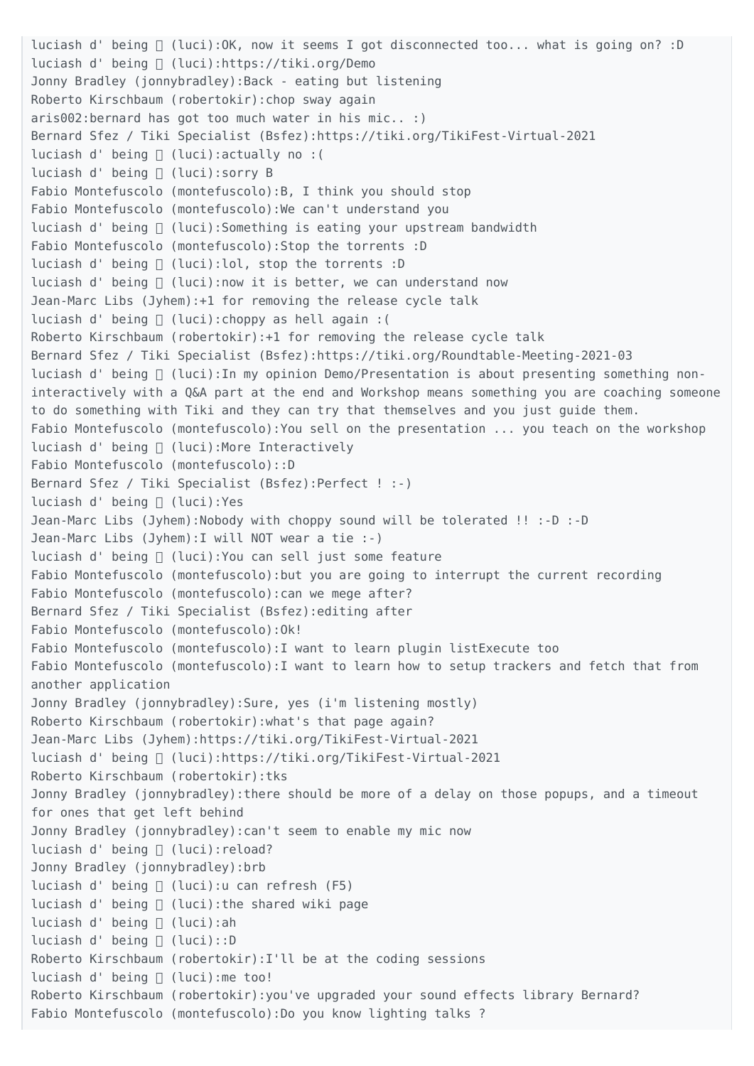```
luciash d' being  (luci):OK, now it seems I got disconnected too... what is going on? :D
luciash d' being  (luci):https://tiki.org/Demo
Jonny Bradley (jonnybradley):Back - eating but listening
Roberto Kirschbaum (robertokir):chop sway again
aris002:bernard has got too much water in his mic.. :)
Bernard Sfez / Tiki Specialist (Bsfez):https://tiki.org/TikiFest-Virtual-2021
luciash d' being  (luci):actually no :(
luciash d' being  (luci):sorry B
Fabio Montefuscolo (montefuscolo):B, I think you should stop
Fabio Montefuscolo (montefuscolo):We can't understand you
luciash d' being  (luci):Something is eating your upstream bandwidth
Fabio Montefuscolo (montefuscolo):Stop the torrents :D
luciash d' being  (luci):lol, stop the torrents :D
luciash d' being  (luci):now it is better, we can understand now
Jean-Marc Libs (Jyhem):+1 for removing the release cycle talk
luciash d' being  (luci):choppy as hell again :(
Roberto Kirschbaum (robertokir):+1 for removing the release cycle talk
Bernard Sfez / Tiki Specialist (Bsfez):https://tiki.org/Roundtable-Meeting-2021-03
luciash d' being  (luci):In my opinion Demo/Presentation is about presenting something non-interactively with a Q&A part at the end and Workshop means something you are coaching someone to do something with Tiki and they can try that themselves and you just guide them.
Fabio Montefuscolo (montefuscolo):You sell on the presentation ... you teach on the workshop
luciash d' being  (luci):More Interactively
Fabio Montefuscolo (montefuscolo)::D
Bernard Sfez / Tiki Specialist (Bsfez):Perfect ! :-)
luciash d' being  (luci):Yes
Jean-Marc Libs (Jyhem):Nobody with choppy sound will be tolerated !! :-D :-D
Jean-Marc Libs (Jyhem):I will NOT wear a tie :-)
luciash d' being  (luci):You can sell just some feature
Fabio Montefuscolo (montefuscolo):but you are going to interrupt the current recording
Fabio Montefuscolo (montefuscolo):can we mege after?
Bernard Sfez / Tiki Specialist (Bsfez):editing after
Fabio Montefuscolo (montefuscolo):Ok!
Fabio Montefuscolo (montefuscolo):I want to learn plugin listExecute too
Fabio Montefuscolo (montefuscolo):I want to learn how to setup trackers and fetch that from another application
Jonny Bradley (jonnybradley):Sure, yes (i'm listening mostly)
Roberto Kirschbaum (robertokir):what's that page again?
Jean-Marc Libs (Jyhem):https://tiki.org/TikiFest-Virtual-2021
luciash d' being  (luci):https://tiki.org/TikiFest-Virtual-2021
Roberto Kirschbaum (robertokir):tks
Jonny Bradley (jonnybradley):there should be more of a delay on those popups, and a timeout for ones that get left behind
Jonny Bradley (jonnybradley):can't seem to enable my mic now
luciash d' being  (luci):reload?
Jonny Bradley (jonnybradley):brb
luciash d' being  (luci):u can refresh (F5)
luciash d' being  (luci):the shared wiki page
luciash d' being  (luci):ah
luciash d' being  (luci)::D
Roberto Kirschbaum (robertokir):I'll be at the coding sessions
luciash d' being  (luci):me too!
Roberto Kirschbaum (robertokir):you've upgraded your sound effects library Bernard?
Fabio Montefuscolo (montefuscolo):Do you know lighting talks ?
```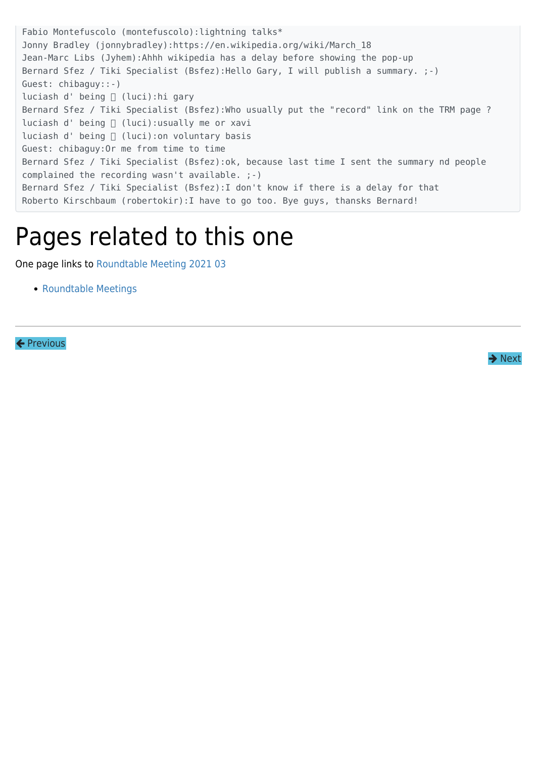```
Fabio Montefuscolo (montefuscolo):lightning talks*
Jonny Bradley (jonnybradley):https://en.wikipedia.org/wiki/March_18
Jean-Marc Libs (Jyhem):Ahhh wikipedia has a delay before showing the pop-up
Bernard Sfez / Tiki Specialist (Bsfez):Hello Gary, I will publish a summary. ;-)
Guest: chibaguy::-)
luciash d' being 🧙 (luci):hi gary
Bernard Sfez / Tiki Specialist (Bsfez):Who usually put the "record" link on the TRM page ?
luciash d' being 🧙 (luci):usually me or xavi
luciash d' being 🧙 (luci):on voluntary basis
Guest: chibaguy:Or me from time to time
Bernard Sfez / Tiki Specialist (Bsfez):ok, because last time I sent the summary nd people complained the recording wasn't available. ;-)
Bernard Sfez / Tiki Specialist (Bsfez):I don't know if there is a delay for that
Roberto Kirschbaum (robertokir):I have to go too. Bye guys, thansks Bernard!
```

# Pages related to this one

One page links to Roundtable Meeting 2021 03

- Roundtable Meetings

Previous

Next